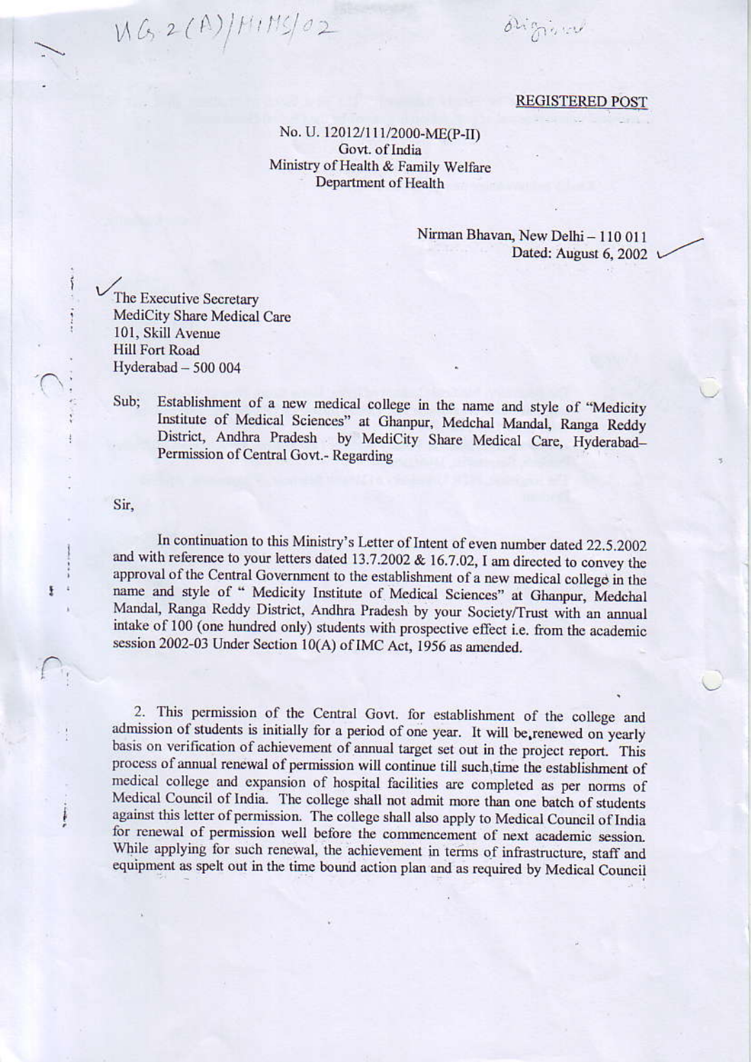UG 2(A)/MIMS/02

Original

REGISTERED POST

No. U. 12012/111/2000-ME(P-II)
Govt. of India
Ministry of Health & Family Welfare
Department of Health

Nirman Bhavan, New Delhi – 110 011
Dated: August 6, 2002

The Executive Secretary
MediCity Share Medical Care
101, Skill Avenue
Hill Fort Road
Hyderabad – 500 004

Sub; Establishment of a new medical college in the name and style of "Medicity Institute of Medical Sciences" at Ghanpur, Medchal Mandal, Ranga Reddy District, Andhra Pradesh by MediCity Share Medical Care, Hyderabad– Permission of Central Govt.- Regarding

Sir,

In continuation to this Ministry's Letter of Intent of even number dated 22.5.2002 and with reference to your letters dated 13.7.2002 & 16.7.02, I am directed to convey the approval of the Central Government to the establishment of a new medical college in the name and style of " Medicity Institute of Medical Sciences" at Ghanpur, Medchal Mandal, Ranga Reddy District, Andhra Pradesh by your Society/Trust with an annual intake of 100 (one hundred only) students with prospective effect i.e. from the academic session 2002-03 Under Section 10(A) of IMC Act, 1956 as amended.

2. This permission of the Central Govt. for establishment of the college and admission of students is initially for a period of one year. It will be renewed on yearly basis on verification of achievement of annual target set out in the project report. This process of annual renewal of permission will continue till such time the establishment of medical college and expansion of hospital facilities are completed as per norms of Medical Council of India. The college shall not admit more than one batch of students against this letter of permission. The college shall also apply to Medical Council of India for renewal of permission well before the commencement of next academic session. While applying for such renewal, the achievement in terms of infrastructure, staff and equipment as spelt out in the time bound action plan and as required by Medical Council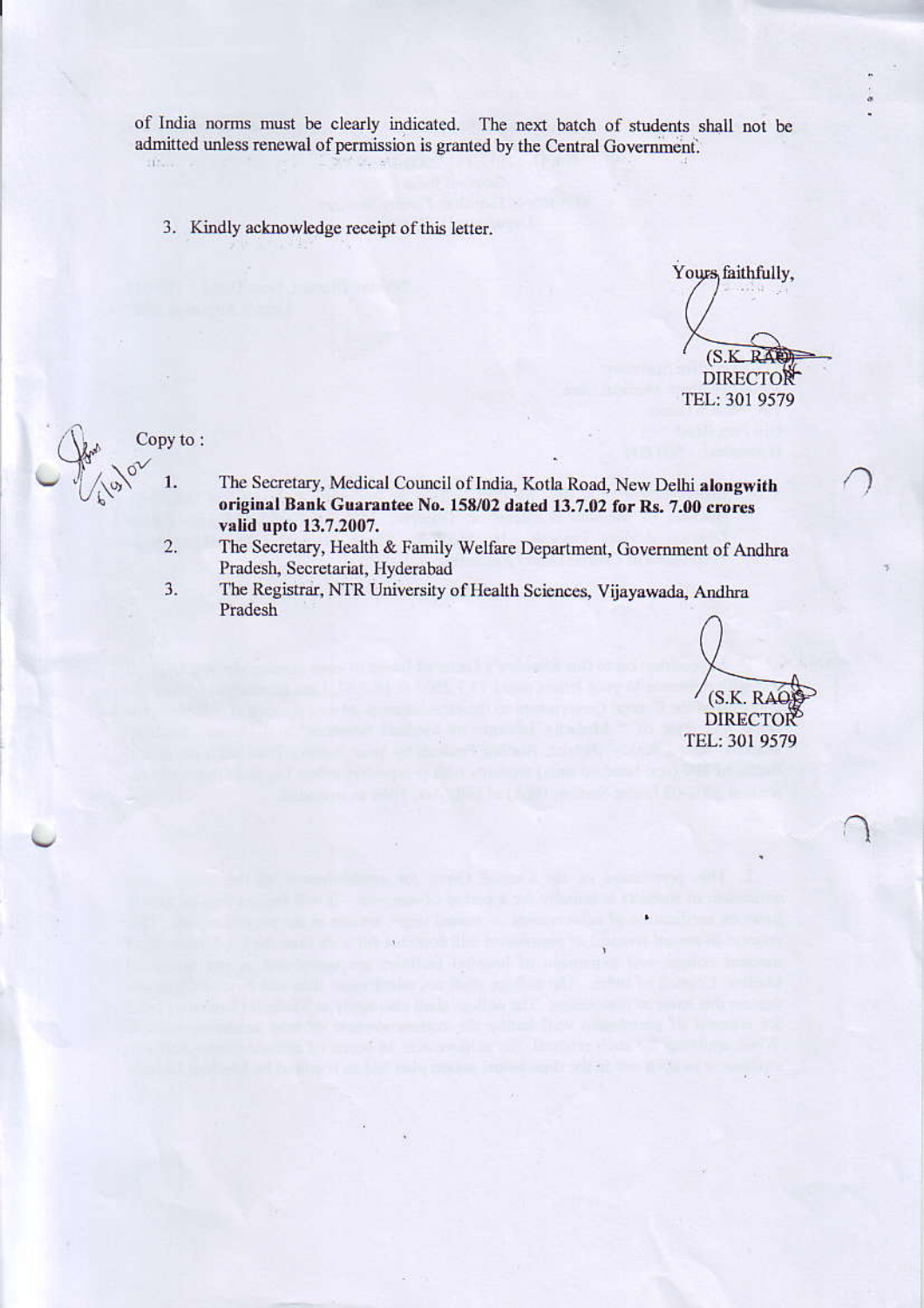of India norms must be clearly indicated. The next batch of students shall not be admitted unless renewal of permission is granted by the Central Government.

3. Kindly acknowledge receipt of this letter.

Yours faithfully,

(S.K. RAO)
DIRECTOR
TEL: 301 9579

Copy to :

1. The Secretary, Medical Council of India, Kotla Road, New Delhi **alongwith original Bank Guarantee No. 158/02 dated 13.7.02 for Rs. 7.00 crores valid upto 13.7.2007.**
2. The Secretary, Health & Family Welfare Department, Government of Andhra Pradesh, Secretariat, Hyderabad
3. The Registrar, NTR University of Health Sciences, Vijayawada, Andhra Pradesh

(S.K. RAO)
DIRECTOR
TEL: 301 9579